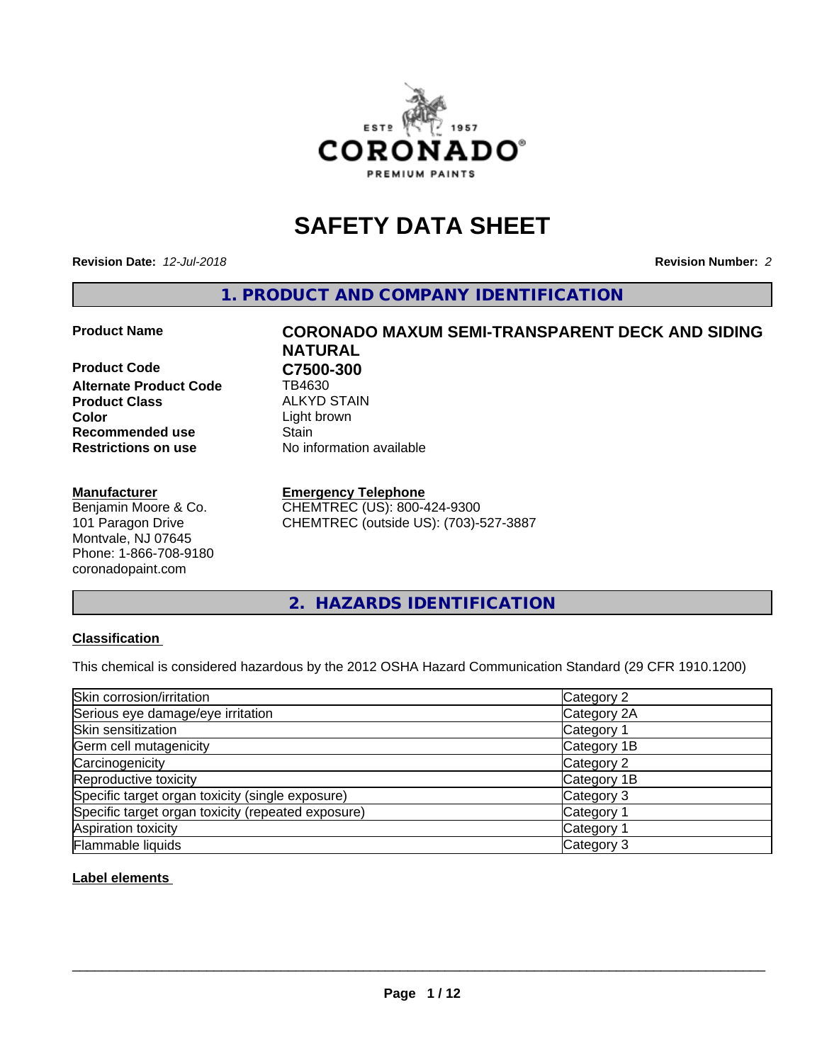# SAFETY DATA SHEET

**Revision Date:** *12-Jul-2018* **Revision Number:** *2*

## 1. PRODUCT AND COMPANY IDENTIFICATION

| | |
|---|---|
| **Product Name** | **CORONADO MAXUM SEMI-TRANSPARENT DECK AND SIDING NATURAL** |
| **Product Code** | **C7500-300** |
| **Alternate Product Code** | TB4630 |
| **Product Class** | ALKYD STAIN |
| **Color** | Light brown |
| **Recommended use** | Stain |
| **Restrictions on use** | No information available |

**Manufacturer**
Benjamin Moore & Co.
101 Paragon Drive
Montvale, NJ 07645
Phone: 1-866-708-9180
coronadopaint.com

**Emergency Telephone**
CHEMTREC (US): 800-424-9300
CHEMTREC (outside US): (703)-527-3887

## 2. HAZARDS IDENTIFICATION

**Classification**

This chemical is considered hazardous by the 2012 OSHA Hazard Communication Standard (29 CFR 1910.1200)

| | |
|---|---|
| Skin corrosion/irritation | Category 2 |
| Serious eye damage/eye irritation | Category 2A |
| Skin sensitization | Category 1 |
| Germ cell mutagenicity | Category 1B |
| Carcinogenicity | Category 2 |
| Reproductive toxicity | Category 1B |
| Specific target organ toxicity (single exposure) | Category 3 |
| Specific target organ toxicity (repeated exposure) | Category 1 |
| Aspiration toxicity | Category 1 |
| Flammable liquids | Category 3 |

**Label elements**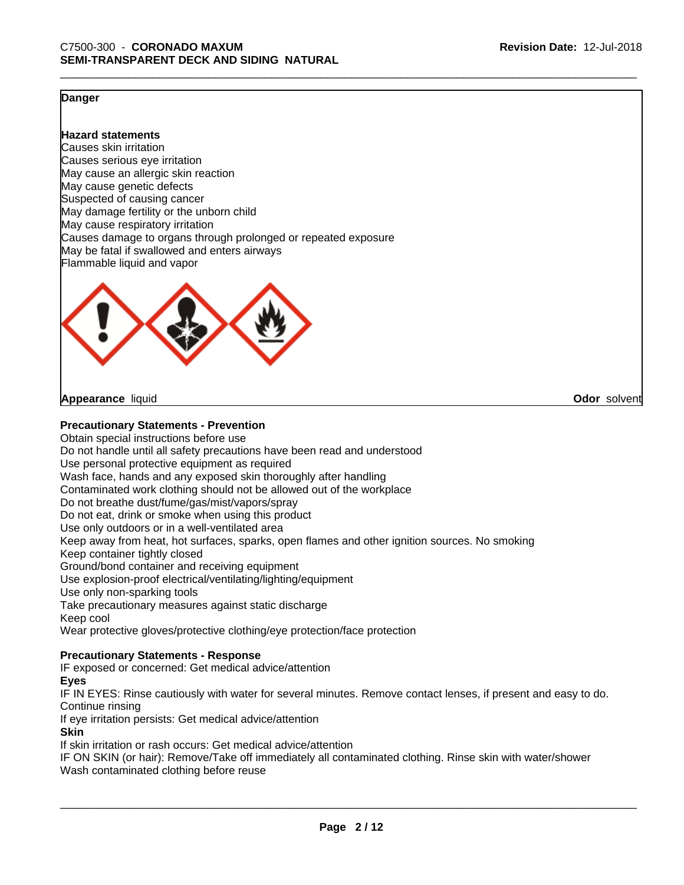**Danger**

**Hazard statements**

Causes skin irritation
Causes serious eye irritation
May cause an allergic skin reaction
May cause genetic defects
Suspected of causing cancer
May damage fertility or the unborn child
May cause respiratory irritation
Causes damage to organs through prolonged or repeated exposure
May be fatal if swallowed and enters airways
Flammable liquid and vapor

**Appearance** liquid **Odor** solvent

**Precautionary Statements - Prevention**

Obtain special instructions before use
Do not handle until all safety precautions have been read and understood
Use personal protective equipment as required
Wash face, hands and any exposed skin thoroughly after handling
Contaminated work clothing should not be allowed out of the workplace
Do not breathe dust/fume/gas/mist/vapors/spray
Do not eat, drink or smoke when using this product
Use only outdoors or in a well-ventilated area
Keep away from heat, hot surfaces, sparks, open flames and other ignition sources. No smoking
Keep container tightly closed
Ground/bond container and receiving equipment
Use explosion-proof electrical/ventilating/lighting/equipment
Use only non-sparking tools
Take precautionary measures against static discharge
Keep cool
Wear protective gloves/protective clothing/eye protection/face protection

**Precautionary Statements - Response**

IF exposed or concerned: Get medical advice/attention

**Eyes**

IF IN EYES: Rinse cautiously with water for several minutes. Remove contact lenses, if present and easy to do. Continue rinsing
If eye irritation persists: Get medical advice/attention

**Skin**

If skin irritation or rash occurs: Get medical advice/attention
IF ON SKIN (or hair): Remove/Take off immediately all contaminated clothing. Rinse skin with water/shower
Wash contaminated clothing before reuse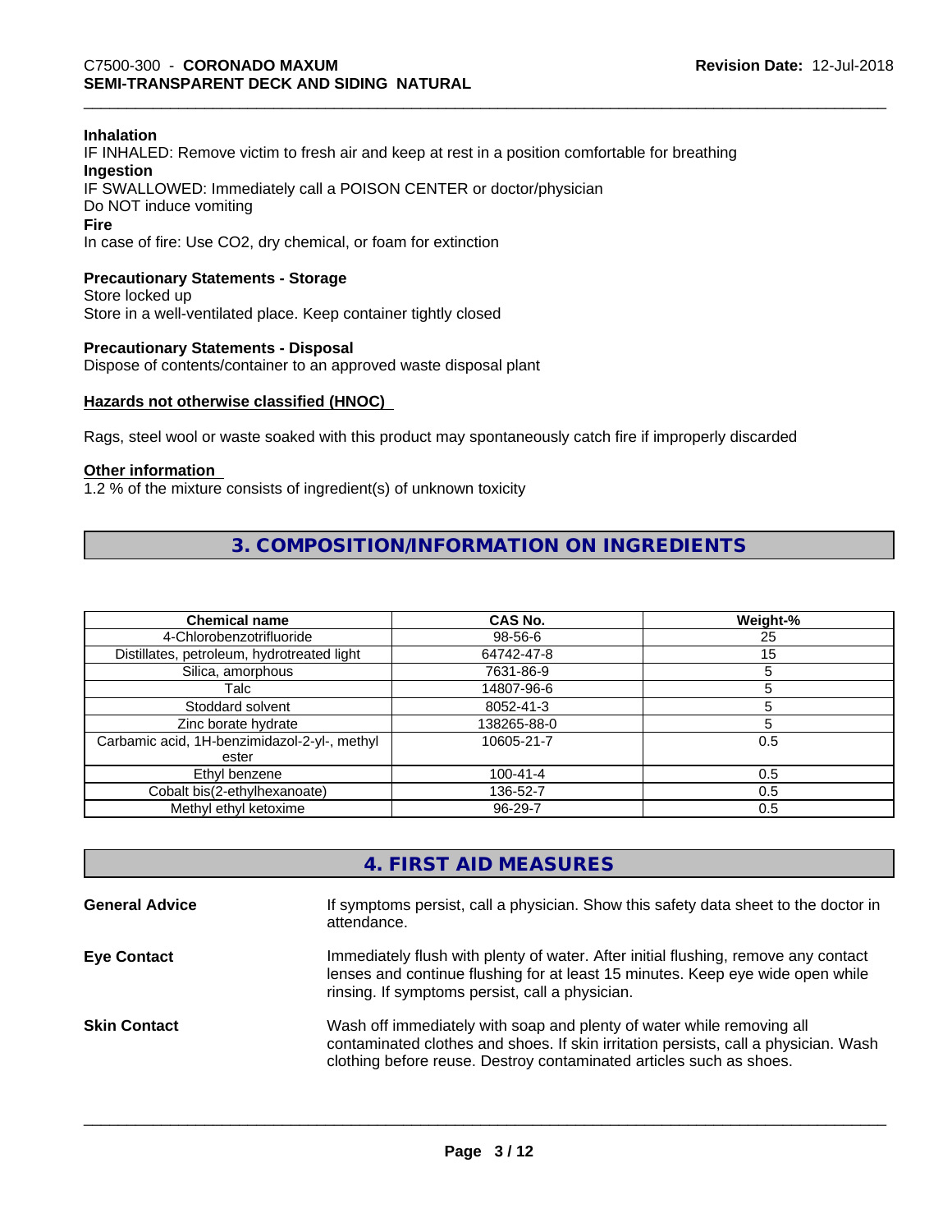**Inhalation**

IF INHALED: Remove victim to fresh air and keep at rest in a position comfortable for breathing

**Ingestion**

IF SWALLOWED: Immediately call a POISON CENTER or doctor/physician
Do NOT induce vomiting

**Fire**

In case of fire: Use CO2, dry chemical, or foam for extinction

**Precautionary Statements - Storage**

Store locked up
Store in a well-ventilated place. Keep container tightly closed

**Precautionary Statements - Disposal**

Dispose of contents/container to an approved waste disposal plant

**Hazards not otherwise classified (HNOC)**

Rags, steel wool or waste soaked with this product may spontaneously catch fire if improperly discarded

**Other information**

1.2 % of the mixture consists of ingredient(s) of unknown toxicity

## 3. COMPOSITION/INFORMATION ON INGREDIENTS

| Chemical name | CAS No. | Weight-% |
| --- | --- | --- |
| 4-Chlorobenzotrifluoride | 98-56-6 | 25 |
| Distillates, petroleum, hydrotreated light | 64742-47-8 | 15 |
| Silica, amorphous | 7631-86-9 | 5 |
| Talc | 14807-96-6 | 5 |
| Stoddard solvent | 8052-41-3 | 5 |
| Zinc borate hydrate | 138265-88-0 | 5 |
| Carbamic acid, 1H-benzimidazol-2-yl-, methyl ester | 10605-21-7 | 0.5 |
| Ethyl benzene | 100-41-4 | 0.5 |
| Cobalt bis(2-ethylhexanoate) | 136-52-7 | 0.5 |
| Methyl ethyl ketoxime | 96-29-7 | 0.5 |

## 4. FIRST AID MEASURES

**General Advice**

If symptoms persist, call a physician. Show this safety data sheet to the doctor in attendance.

**Eye Contact**

Immediately flush with plenty of water. After initial flushing, remove any contact lenses and continue flushing for at least 15 minutes. Keep eye wide open while rinsing. If symptoms persist, call a physician.

**Skin Contact**

Wash off immediately with soap and plenty of water while removing all contaminated clothes and shoes. If skin irritation persists, call a physician. Wash clothing before reuse. Destroy contaminated articles such as shoes.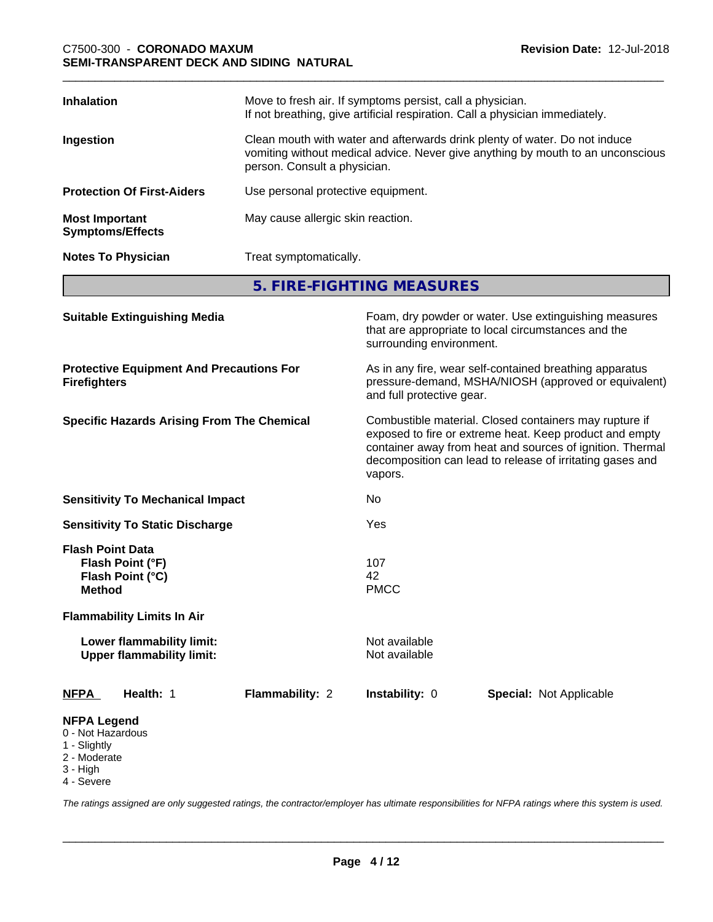| | |
|---|---|
| **Inhalation** | Move to fresh air. If symptoms persist, call a physician. If not breathing, give artificial respiration. Call a physician immediately. |
| **Ingestion** | Clean mouth with water and afterwards drink plenty of water. Do not induce vomiting without medical advice. Never give anything by mouth to an unconscious person. Consult a physician. |
| **Protection Of First-Aiders** | Use personal protective equipment. |
| **Most Important Symptoms/Effects** | May cause allergic skin reaction. |
| **Notes To Physician** | Treat symptomatically. |

## 5. FIRE-FIGHTING MEASURES

| | |
|---|---|
| **Suitable Extinguishing Media** | Foam, dry powder or water. Use extinguishing measures that are appropriate to local circumstances and the surrounding environment. |
| **Protective Equipment And Precautions For Firefighters** | As in any fire, wear self-contained breathing apparatus pressure-demand, MSHA/NIOSH (approved or equivalent) and full protective gear. |
| **Specific Hazards Arising From The Chemical** | Combustible material. Closed containers may rupture if exposed to fire or extreme heat. Keep product and empty container away from heat and sources of ignition. Thermal decomposition can lead to release of irritating gases and vapors. |
| **Sensitivity To Mechanical Impact** | No |
| **Sensitivity To Static Discharge** | Yes |
| **Flash Point Data** | |
| **Flash Point (°F)** | 107 |
| **Flash Point (°C)** | 42 |
| **Method** | PMCC |
| **Flammability Limits In Air** | |
| **Lower flammability limit:** | Not available |
| **Upper flammability limit:** | Not available |

| **NFPA** | **Health:** 1 | **Flammability:** 2 | **Instability:** 0 | **Special:** Not Applicable |
|---|---|---|---|---|

**NFPA Legend**
- 0 - Not Hazardous
- 1 - Slightly
- 2 - Moderate
- 3 - High
- 4 - Severe

*The ratings assigned are only suggested ratings, the contractor/employer has ultimate responsibilities for NFPA ratings where this system is used.*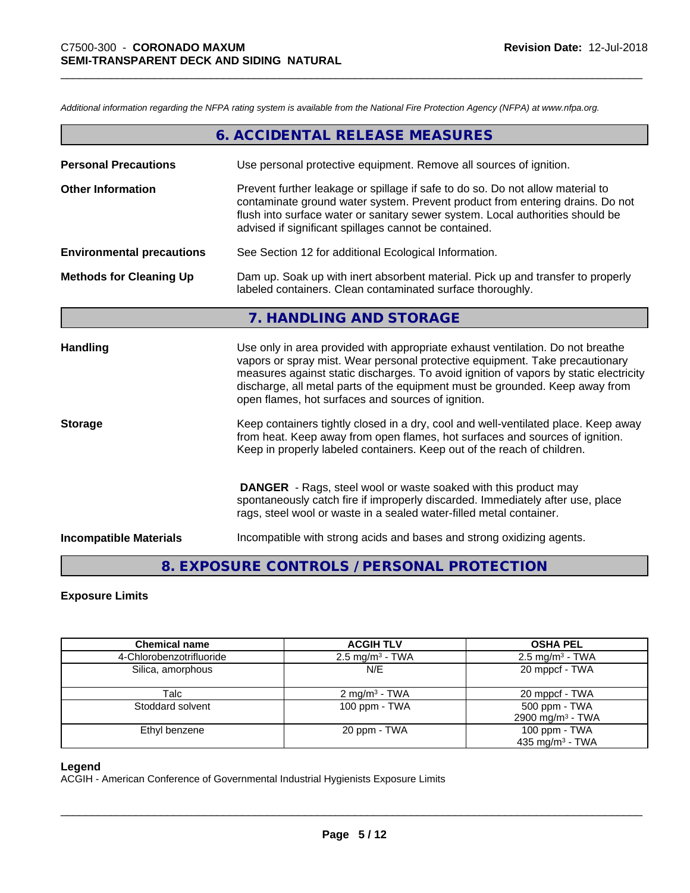*Additional information regarding the NFPA rating system is available from the National Fire Protection Agency (NFPA) at www.nfpa.org.*

## 6. ACCIDENTAL RELEASE MEASURES

**Personal Precautions** Use personal protective equipment. Remove all sources of ignition.

**Other Information** Prevent further leakage or spillage if safe to do so. Do not allow material to contaminate ground water system. Prevent product from entering drains. Do not flush into surface water or sanitary sewer system. Local authorities should be advised if significant spillages cannot be contained.

**Environmental precautions** See Section 12 for additional Ecological Information.

**Methods for Cleaning Up** Dam up. Soak up with inert absorbent material. Pick up and transfer to properly labeled containers. Clean contaminated surface thoroughly.

## 7. HANDLING AND STORAGE

**Handling** Use only in area provided with appropriate exhaust ventilation. Do not breathe vapors or spray mist. Wear personal protective equipment. Take precautionary measures against static discharges. To avoid ignition of vapors by static electricity discharge, all metal parts of the equipment must be grounded. Keep away from open flames, hot surfaces and sources of ignition.

**Storage** Keep containers tightly closed in a dry, cool and well-ventilated place. Keep away from heat. Keep away from open flames, hot surfaces and sources of ignition. Keep in properly labeled containers. Keep out of the reach of children.

**DANGER** - Rags, steel wool or waste soaked with this product may spontaneously catch fire if improperly discarded. Immediately after use, place rags, steel wool or waste in a sealed water-filled metal container.

**Incompatible Materials** Incompatible with strong acids and bases and strong oxidizing agents.

## 8. EXPOSURE CONTROLS / PERSONAL PROTECTION

**Exposure Limits**

| Chemical name | ACGIH TLV | OSHA PEL |
|---|---|---|
| 4-Chlorobenzotrifluoride | 2.5 mg/m³ - TWA | 2.5 mg/m³ - TWA |
| Silica, amorphous | N/E | 20 mppcf - TWA |
| Talc | 2 mg/m³ - TWA | 20 mppcf - TWA |
| Stoddard solvent | 100 ppm - TWA | 500 ppm - TWA<br>2900 mg/m³ - TWA |
| Ethyl benzene | 20 ppm - TWA | 100 ppm - TWA<br>435 mg/m³ - TWA |

**Legend**

ACGIH - American Conference of Governmental Industrial Hygienists Exposure Limits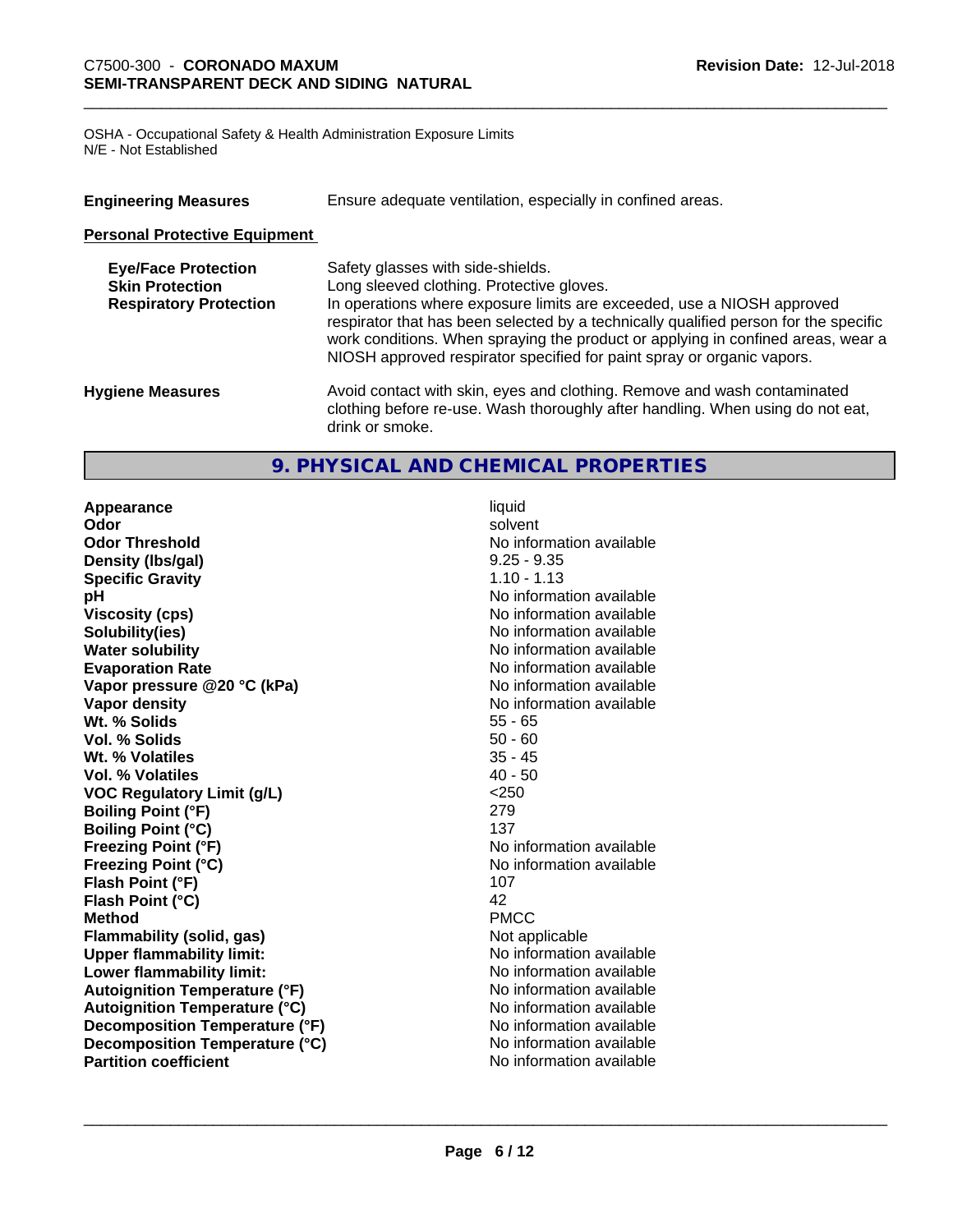OSHA - Occupational Safety & Health Administration Exposure Limits
N/E - Not Established

| | |
|---|---|
| **Engineering Measures** | Ensure adequate ventilation, especially in confined areas. |

**Personal Protective Equipment**

| | |
|---|---|
| **Eye/Face Protection** | Safety glasses with side-shields. |
| **Skin Protection** | Long sleeved clothing. Protective gloves. |
| **Respiratory Protection** | In operations where exposure limits are exceeded, use a NIOSH approved respirator that has been selected by a technically qualified person for the specific work conditions. When spraying the product or applying in confined areas, wear a NIOSH approved respirator specified for paint spray or organic vapors. |

| | |
|---|---|
| **Hygiene Measures** | Avoid contact with skin, eyes and clothing. Remove and wash contaminated clothing before re-use. Wash thoroughly after handling. When using do not eat, drink or smoke. |

## 9. PHYSICAL AND CHEMICAL PROPERTIES

| | |
|---|---|
| **Appearance** | liquid |
| **Odor** | solvent |
| **Odor Threshold** | No information available |
| **Density (lbs/gal)** | 9.25 - 9.35 |
| **Specific Gravity** | 1.10 - 1.13 |
| **pH** | No information available |
| **Viscosity (cps)** | No information available |
| **Solubility(ies)** | No information available |
| **Water solubility** | No information available |
| **Evaporation Rate** | No information available |
| **Vapor pressure @20 °C (kPa)** | No information available |
| **Vapor density** | No information available |
| **Wt. % Solids** | 55 - 65 |
| **Vol. % Solids** | 50 - 60 |
| **Wt. % Volatiles** | 35 - 45 |
| **Vol. % Volatiles** | 40 - 50 |
| **VOC Regulatory Limit (g/L)** | <250 |
| **Boiling Point (°F)** | 279 |
| **Boiling Point (°C)** | 137 |
| **Freezing Point (°F)** | No information available |
| **Freezing Point (°C)** | No information available |
| **Flash Point (°F)** | 107 |
| **Flash Point (°C)** | 42 |
| **Method** | PMCC |
| **Flammability (solid, gas)** | Not applicable |
| **Upper flammability limit:** | No information available |
| **Lower flammability limit:** | No information available |
| **Autoignition Temperature (°F)** | No information available |
| **Autoignition Temperature (°C)** | No information available |
| **Decomposition Temperature (°F)** | No information available |
| **Decomposition Temperature (°C)** | No information available |
| **Partition coefficient** | No information available |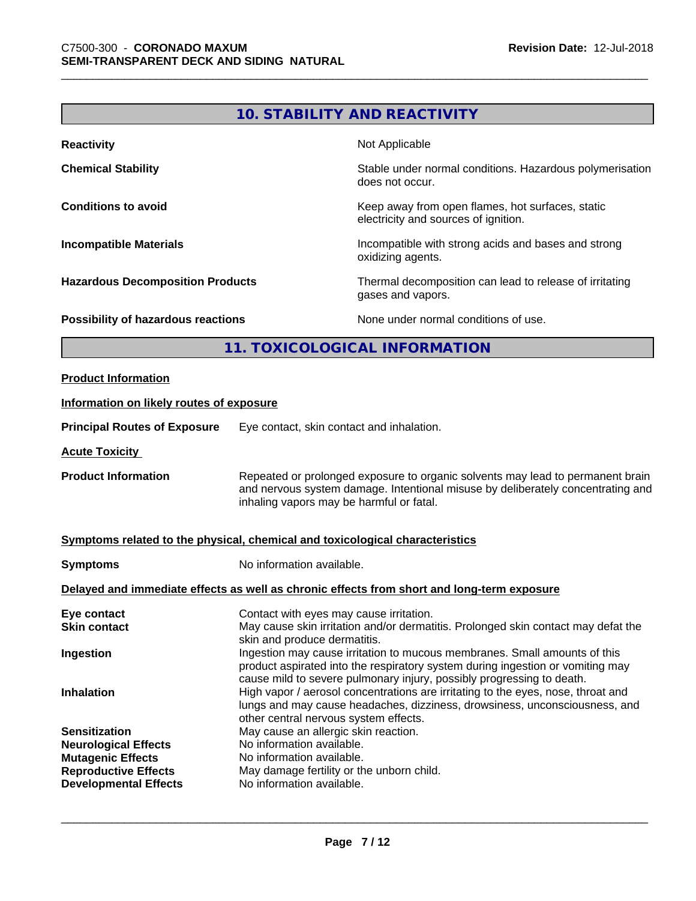## 10. STABILITY AND REACTIVITY

| | |
|---|---|
| **Reactivity** | Not Applicable |
| **Chemical Stability** | Stable under normal conditions. Hazardous polymerisation does not occur. |
| **Conditions to avoid** | Keep away from open flames, hot surfaces, static electricity and sources of ignition. |
| **Incompatible Materials** | Incompatible with strong acids and bases and strong oxidizing agents. |
| **Hazardous Decomposition Products** | Thermal decomposition can lead to release of irritating gases and vapors. |
| **Possibility of hazardous reactions** | None under normal conditions of use. |

## 11. TOXICOLOGICAL INFORMATION

**Product Information**

**Information on likely routes of exposure**

**Principal Routes of Exposure** Eye contact, skin contact and inhalation.

**Acute Toxicity**

**Product Information** Repeated or prolonged exposure to organic solvents may lead to permanent brain and nervous system damage. Intentional misuse by deliberately concentrating and inhaling vapors may be harmful or fatal.

**Symptoms related to the physical, chemical and toxicological characteristics**

**Symptoms** No information available.

**Delayed and immediate effects as well as chronic effects from short and long-term exposure**

| | |
|---|---|
| **Eye contact** | Contact with eyes may cause irritation. |
| **Skin contact** | May cause skin irritation and/or dermatitis. Prolonged skin contact may defat the skin and produce dermatitis. |
| **Ingestion** | Ingestion may cause irritation to mucous membranes. Small amounts of this product aspirated into the respiratory system during ingestion or vomiting may cause mild to severe pulmonary injury, possibly progressing to death. |
| **Inhalation** | High vapor / aerosol concentrations are irritating to the eyes, nose, throat and lungs and may cause headaches, dizziness, drowsiness, unconsciousness, and other central nervous system effects. |
| **Sensitization** | May cause an allergic skin reaction. |
| **Neurological Effects** | No information available. |
| **Mutagenic Effects** | No information available. |
| **Reproductive Effects** | May damage fertility or the unborn child. |
| **Developmental Effects** | No information available. |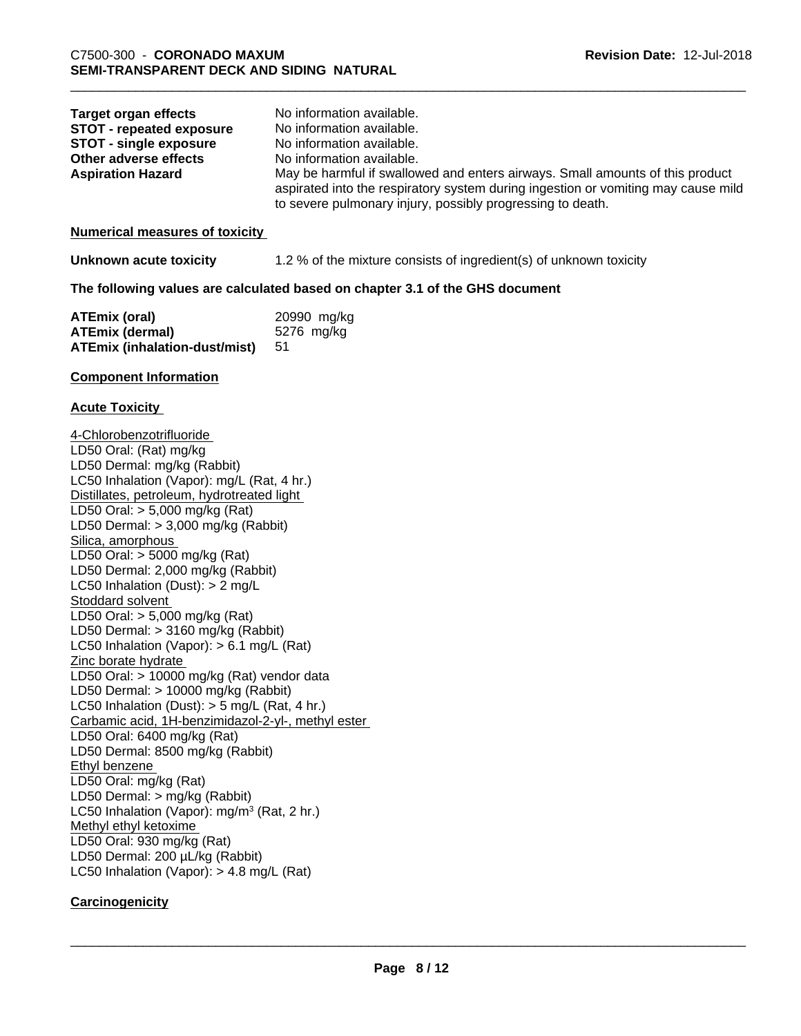| | |
|---|---|
| **Target organ effects** | No information available. |
| **STOT - repeated exposure** | No information available. |
| **STOT - single exposure** | No information available. |
| **Other adverse effects** | No information available. |
| **Aspiration Hazard** | May be harmful if swallowed and enters airways. Small amounts of this product aspirated into the respiratory system during ingestion or vomiting may cause mild to severe pulmonary injury, possibly progressing to death. |

**Numerical measures of toxicity**

**Unknown acute toxicity** 1.2 % of the mixture consists of ingredient(s) of unknown toxicity

**The following values are calculated based on chapter 3.1 of the GHS document**

| | |
|---|---|
| **ATEmix (oral)** | 20990 mg/kg |
| **ATEmix (dermal)** | 5276 mg/kg |
| **ATEmix (inhalation-dust/mist)** | 51 |

**Component Information**

**Acute Toxicity**

4-Chlorobenzotrifluoride
LD50 Oral: (Rat) mg/kg
LD50 Dermal: mg/kg (Rabbit)
LC50 Inhalation (Vapor): mg/L (Rat, 4 hr.)
Distillates, petroleum, hydrotreated light
LD50 Oral: > 5,000 mg/kg (Rat)
LD50 Dermal: > 3,000 mg/kg (Rabbit)
Silica, amorphous
LD50 Oral: > 5000 mg/kg (Rat)
LD50 Dermal: 2,000 mg/kg (Rabbit)
LC50 Inhalation (Dust): > 2 mg/L
Stoddard solvent
LD50 Oral: > 5,000 mg/kg (Rat)
LD50 Dermal: > 3160 mg/kg (Rabbit)
LC50 Inhalation (Vapor): > 6.1 mg/L (Rat)
Zinc borate hydrate
LD50 Oral: > 10000 mg/kg (Rat) vendor data
LD50 Dermal: > 10000 mg/kg (Rabbit)
LC50 Inhalation (Dust): > 5 mg/L (Rat, 4 hr.)
Carbamic acid, 1H-benzimidazol-2-yl-, methyl ester
LD50 Oral: 6400 mg/kg (Rat)
LD50 Dermal: 8500 mg/kg (Rabbit)
Ethyl benzene
LD50 Oral: mg/kg (Rat)
LD50 Dermal: > mg/kg (Rabbit)
LC50 Inhalation (Vapor): mg/m$^3$ (Rat, 2 hr.)
Methyl ethyl ketoxime
LD50 Oral: 930 mg/kg (Rat)
LD50 Dermal: 200 µL/kg (Rabbit)
LC50 Inhalation (Vapor): > 4.8 mg/L (Rat)

**Carcinogenicity**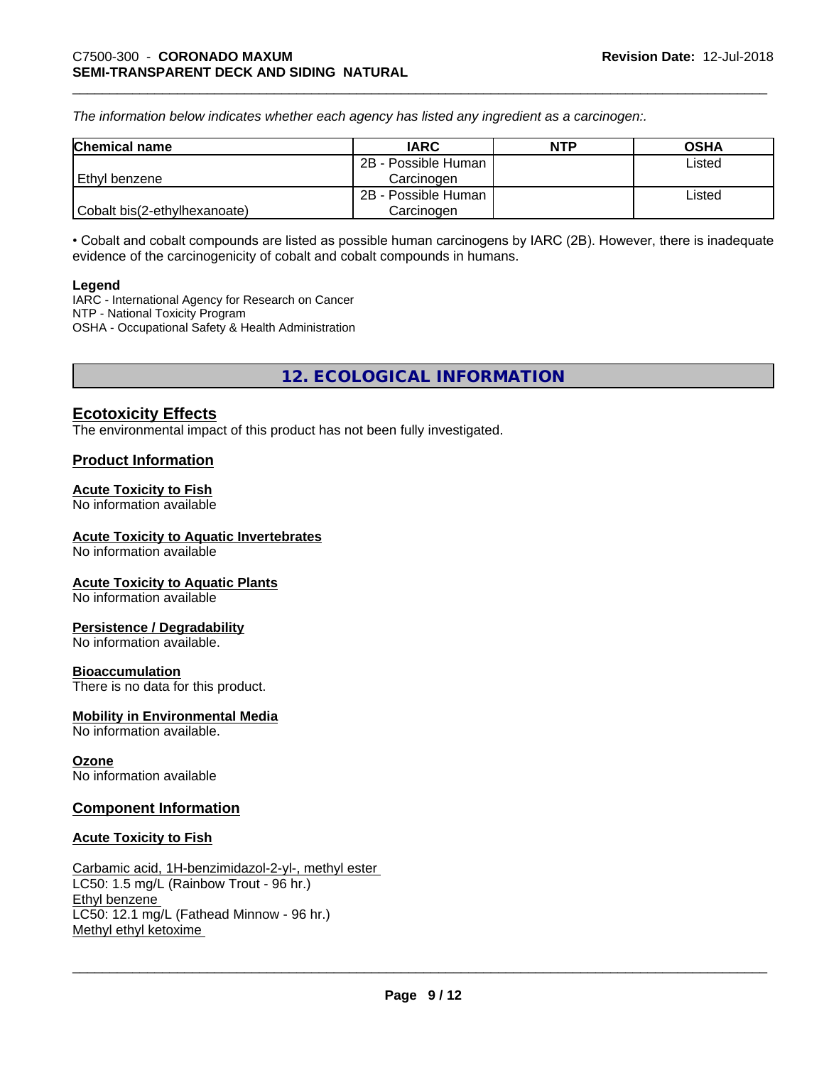*The information below indicates whether each agency has listed any ingredient as a carcinogen:.*

| Chemical name | IARC | NTP | OSHA |
| --- | --- | --- | --- |
| Ethyl benzene | 2B - Possible Human Carcinogen | | Listed |
| Cobalt bis(2-ethylhexanoate) | 2B - Possible Human Carcinogen | | Listed |

• Cobalt and cobalt compounds are listed as possible human carcinogens by IARC (2B). However, there is inadequate evidence of the carcinogenicity of cobalt and cobalt compounds in humans.

**Legend**
IARC - International Agency for Research on Cancer
NTP - National Toxicity Program
OSHA - Occupational Safety & Health Administration

## 12. ECOLOGICAL INFORMATION

### Ecotoxicity Effects

The environmental impact of this product has not been fully investigated.

### Product Information

**Acute Toxicity to Fish**
No information available

**Acute Toxicity to Aquatic Invertebrates**
No information available

**Acute Toxicity to Aquatic Plants**
No information available

**Persistence / Degradability**
No information available.

**Bioaccumulation**
There is no data for this product.

**Mobility in Environmental Media**
No information available.

**Ozone**
No information available

### Component Information

**Acute Toxicity to Fish**

Carbamic acid, 1H-benzimidazol-2-yl-, methyl ester
LC50: 1.5 mg/L (Rainbow Trout - 96 hr.)
Ethyl benzene
LC50: 12.1 mg/L (Fathead Minnow - 96 hr.)
Methyl ethyl ketoxime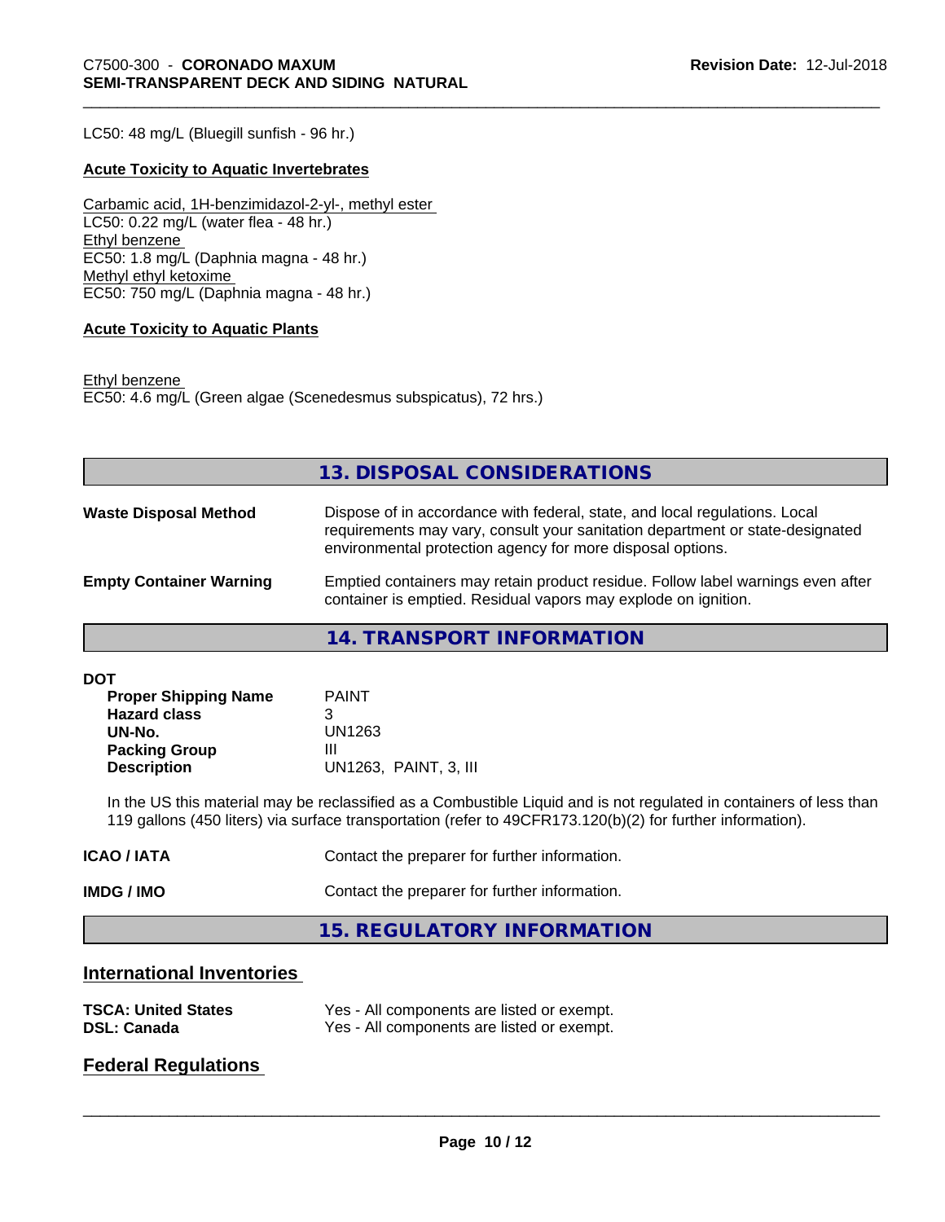LC50: 48 mg/L (Bluegill sunfish - 96 hr.)

**Acute Toxicity to Aquatic Invertebrates**

Carbamic acid, 1H-benzimidazol-2-yl-, methyl ester
LC50: 0.22 mg/L (water flea - 48 hr.)
Ethyl benzene
EC50: 1.8 mg/L (Daphnia magna - 48 hr.)
Methyl ethyl ketoxime
EC50: 750 mg/L (Daphnia magna - 48 hr.)

**Acute Toxicity to Aquatic Plants**

Ethyl benzene
EC50: 4.6 mg/L (Green algae (Scenedesmus subspicatus), 72 hrs.)

## 13. DISPOSAL CONSIDERATIONS

**Waste Disposal Method** Dispose of in accordance with federal, state, and local regulations. Local requirements may vary, consult your sanitation department or state-designated environmental protection agency for more disposal options.

**Empty Container Warning** Emptied containers may retain product residue. Follow label warnings even after container is emptied. Residual vapors may explode on ignition.

## 14. TRANSPORT INFORMATION

**DOT**

| | |
|---|---|
| **Proper Shipping Name** | PAINT |
| **Hazard class** | 3 |
| **UN-No.** | UN1263 |
| **Packing Group** | III |
| **Description** | UN1263, PAINT, 3, III |

In the US this material may be reclassified as a Combustible Liquid and is not regulated in containers of less than 119 gallons (450 liters) via surface transportation (refer to 49CFR173.120(b)(2) for further information).

**ICAO / IATA** Contact the preparer for further information.

**IMDG / IMO** Contact the preparer for further information.

## 15. REGULATORY INFORMATION

### International Inventories

| | |
|---|---|
| **TSCA: United States** | Yes - All components are listed or exempt. |
| **DSL: Canada** | Yes - All components are listed or exempt. |

### Federal Regulations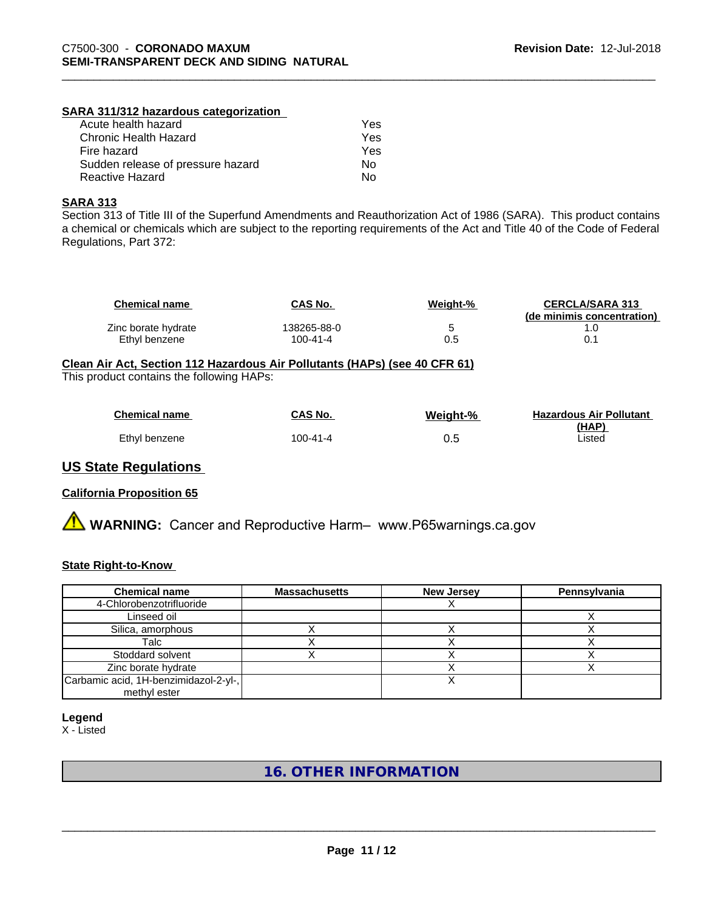### SARA 311/312 hazardous categorization

| | |
|---|---|
| Acute health hazard | Yes |
| Chronic Health Hazard | Yes |
| Fire hazard | Yes |
| Sudden release of pressure hazard | No |
| Reactive Hazard | No |

### SARA 313

Section 313 of Title III of the Superfund Amendments and Reauthorization Act of 1986 (SARA). This product contains a chemical or chemicals which are subject to the reporting requirements of the Act and Title 40 of the Code of Federal Regulations, Part 372:

| Chemical name | CAS No. | Weight-% | CERCLA/SARA 313 (de minimis concentration) |
|---|---|---|---|
| Zinc borate hydrate | 138265-88-0 | 5 | 1.0 |
| Ethyl benzene | 100-41-4 | 0.5 | 0.1 |

### Clean Air Act, Section 112 Hazardous Air Pollutants (HAPs) (see 40 CFR 61)

This product contains the following HAPs:

| Chemical name | CAS No. | Weight-% | Hazardous Air Pollutant (HAP) |
|---|---|---|---|
| Ethyl benzene | 100-41-4 | 0.5 | Listed |

## US State Regulations

### California Proposition 65

**WARNING:** Cancer and Reproductive Harm– www.P65warnings.ca.gov

### State Right-to-Know

| Chemical name | Massachusetts | New Jersey | Pennsylvania |
|---|---|---|---|
| 4-Chlorobenzotrifluoride | | X | |
| Linseed oil | | | X |
| Silica, amorphous | X | X | X |
| Talc | X | X | X |
| Stoddard solvent | X | X | X |
| Zinc borate hydrate | | X | X |
| Carbamic acid, 1H-benzimidazol-2-yl-, methyl ester | | X | |

**Legend**

X - Listed

## 16. OTHER INFORMATION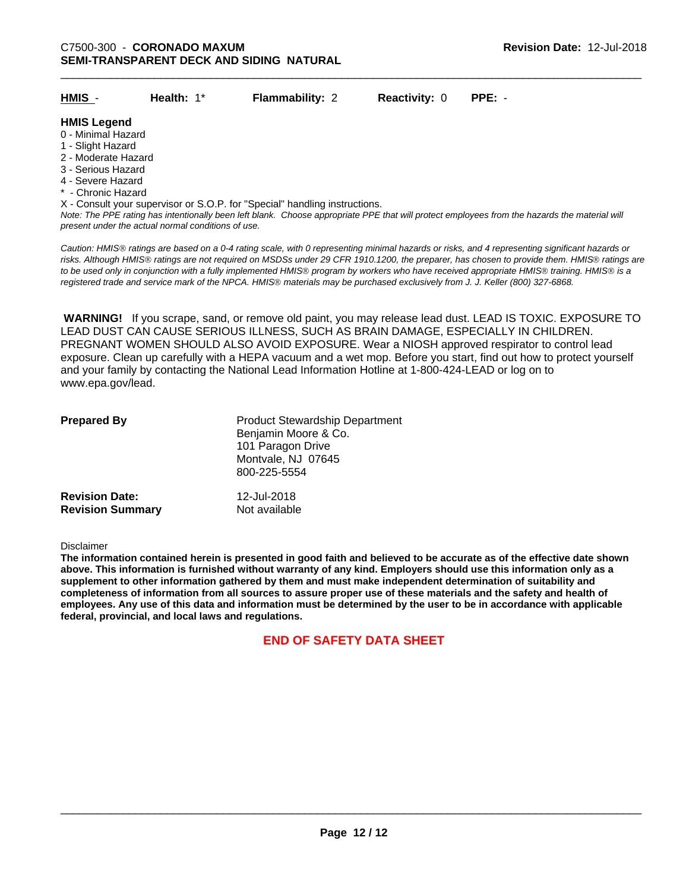| **HMIS** - | **Health:** 1* | **Flammability:** 2 | **Reactivity:** 0 | **PPE:** - |
|---|---|---|---|---|

**HMIS Legend**

0 - Minimal Hazard
1 - Slight Hazard
2 - Moderate Hazard
3 - Serious Hazard
4 - Severe Hazard
* - Chronic Hazard
X - Consult your supervisor or S.O.P. for "Special" handling instructions.

*Note: The PPE rating has intentionally been left blank. Choose appropriate PPE that will protect employees from the hazards the material will present under the actual normal conditions of use.*

*Caution: HMIS® ratings are based on a 0-4 rating scale, with 0 representing minimal hazards or risks, and 4 representing significant hazards or risks. Although HMIS® ratings are not required on MSDSs under 29 CFR 1910.1200, the preparer, has chosen to provide them. HMIS® ratings are to be used only in conjunction with a fully implemented HMIS® program by workers who have received appropriate HMIS® training. HMIS® is a registered trade and service mark of the NPCA. HMIS® materials may be purchased exclusively from J. J. Keller (800) 327-6868.*

**WARNING!** If you scrape, sand, or remove old paint, you may release lead dust. LEAD IS TOXIC. EXPOSURE TO LEAD DUST CAN CAUSE SERIOUS ILLNESS, SUCH AS BRAIN DAMAGE, ESPECIALLY IN CHILDREN. PREGNANT WOMEN SHOULD ALSO AVOID EXPOSURE. Wear a NIOSH approved respirator to control lead exposure. Clean up carefully with a HEPA vacuum and a wet mop. Before you start, find out how to protect yourself and your family by contacting the National Lead Information Hotline at 1-800-424-LEAD or log on to www.epa.gov/lead.

**Prepared By**

Product Stewardship Department
Benjamin Moore & Co.
101 Paragon Drive
Montvale, NJ 07645
800-225-5554

**Revision Date:** 12-Jul-2018
**Revision Summary** Not available

Disclaimer

**The information contained herein is presented in good faith and believed to be accurate as of the effective date shown above. This information is furnished without warranty of any kind. Employers should use this information only as a supplement to other information gathered by them and must make independent determination of suitability and completeness of information from all sources to assure proper use of these materials and the safety and health of employees. Any use of this data and information must be determined by the user to be in accordance with applicable federal, provincial, and local laws and regulations.**

**END OF SAFETY DATA SHEET**